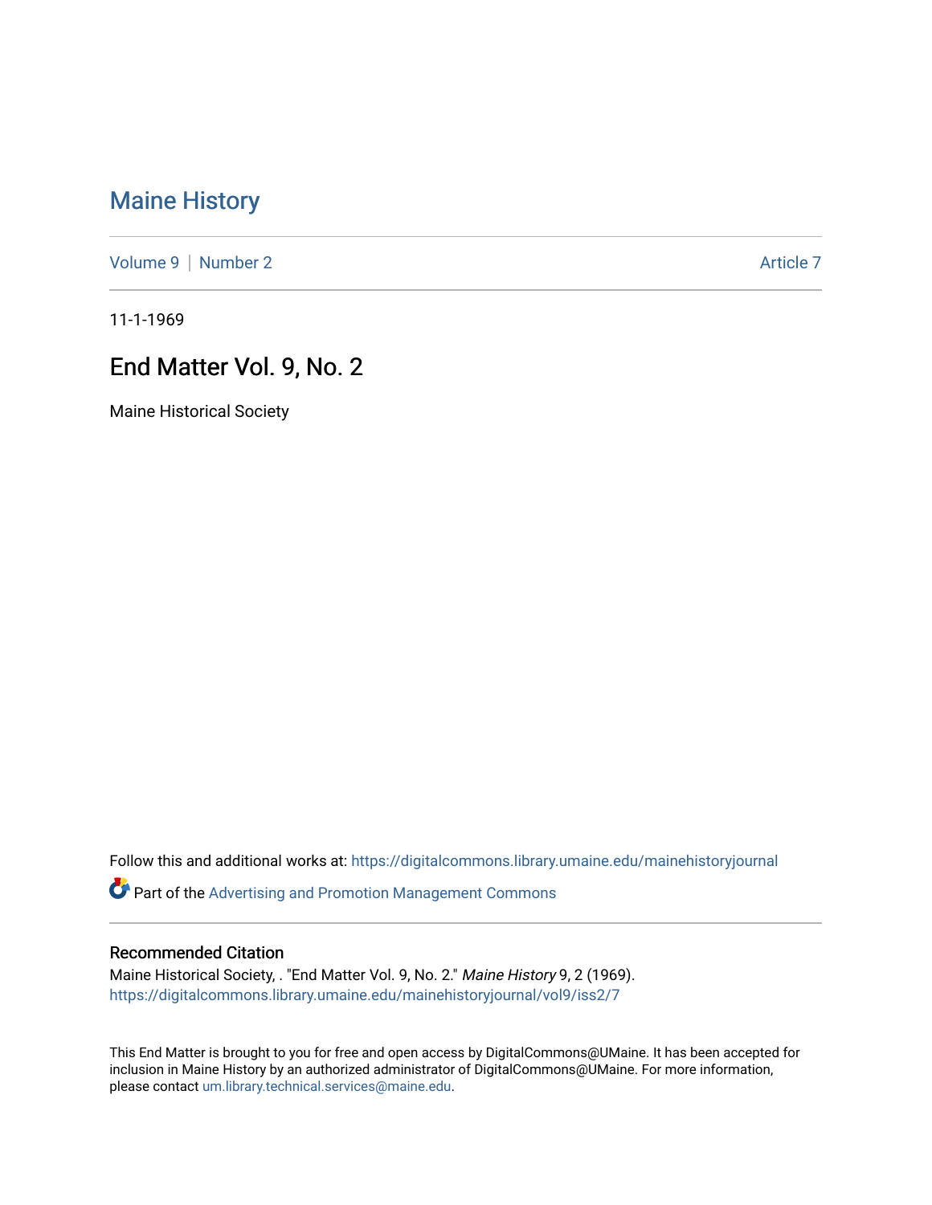# Maine History

Volume 9 | Number 2 Article 7

11-1-1969

## End Matter Vol. 9, No. 2

Maine Historical Society

Follow this and additional works at: https://digitalcommons.library.umaine.edu/mainehistoryjournal

Part of the Advertising and Promotion Management Commons

### Recommended Citation

Maine Historical Society, . "End Matter Vol. 9, No. 2." *Maine History* 9, 2 (1969).
https://digitalcommons.library.umaine.edu/mainehistoryjournal/vol9/iss2/7

This End Matter is brought to you for free and open access by DigitalCommons@UMaine. It has been accepted for inclusion in Maine History by an authorized administrator of DigitalCommons@UMaine. For more information, please contact um.library.technical.services@maine.edu.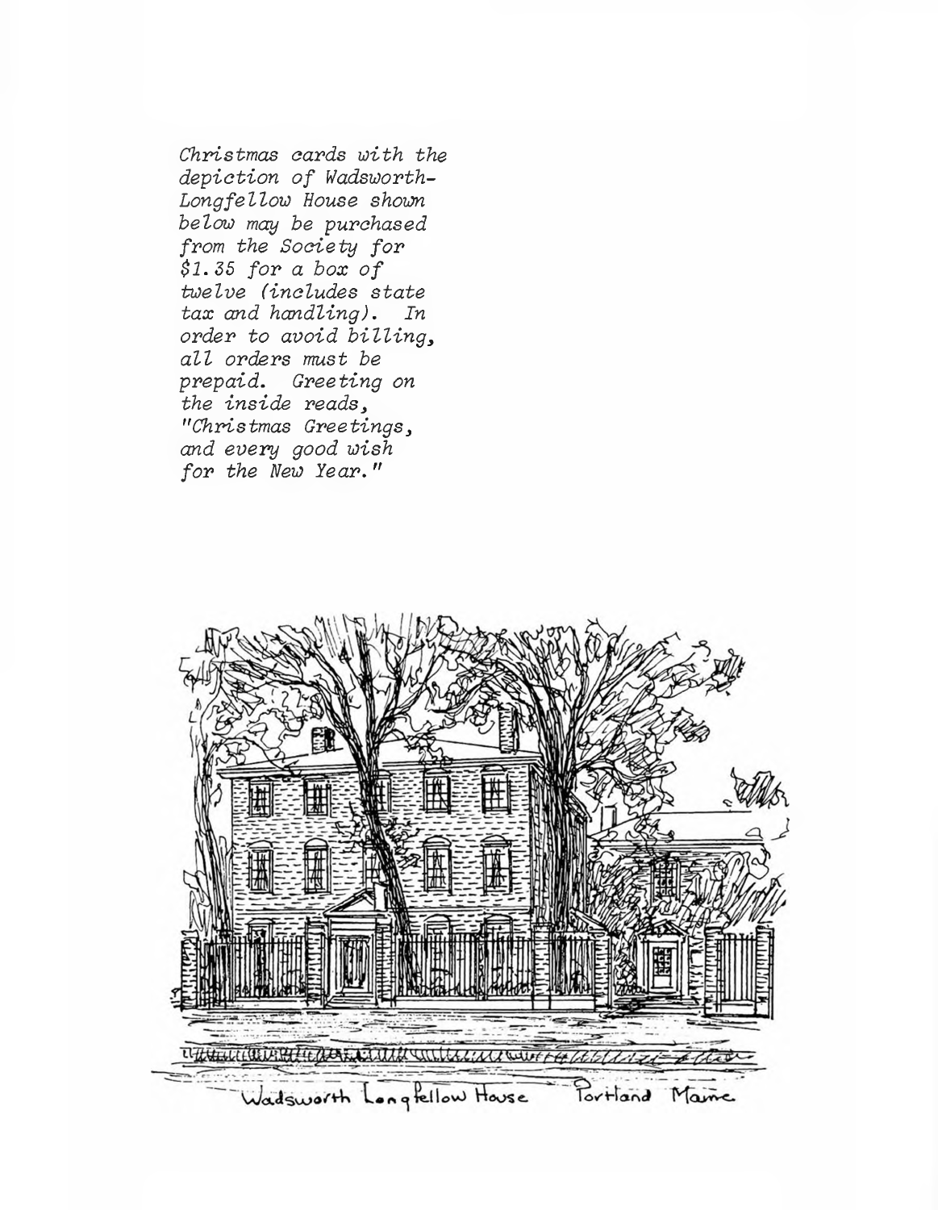*Christmas cards with the depiction of Wadsworth-Longfellow House shown below may be purchased from the Society for $1.35 for a box of twelve (includes state tax and handling). In order to avoid billing, all orders must be prepaid. Greeting on the inside reads, "Christmas Greetings, and every good wish for the New Year."*

Wadsworth Longfellow House Portland Maine